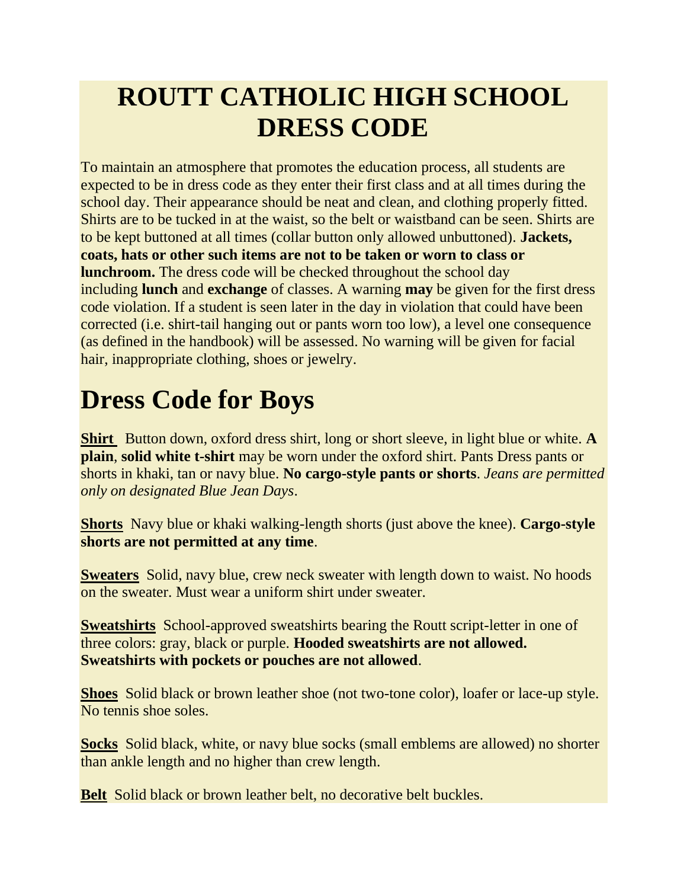# ROUTT CATHOLIC HIGH SCHOOL DRESS CODE

To maintain an atmosphere that promotes the education process, all students are expected to be in dress code as they enter their first class and at all times during the school day. Their appearance should be neat and clean, and clothing properly fitted. Shirts are to be tucked in at the waist, so the belt or waistband can be seen. Shirts are to be kept buttoned at all times (collar button only allowed unbuttoned). **Jackets, coats, hats or other such items are not to be taken or worn to class or lunchroom.** The dress code will be checked throughout the school day including **lunch** and **exchange** of classes. A warning **may** be given for the first dress code violation. If a student is seen later in the day in violation that could have been corrected (i.e. shirt-tail hanging out or pants worn too low), a level one consequence (as defined in the handbook) will be assessed. No warning will be given for facial hair, inappropriate clothing, shoes or jewelry.

# Dress Code for Boys

**Shirt** Button down, oxford dress shirt, long or short sleeve, in light blue or white. **A plain**, **solid white t-shirt** may be worn under the oxford shirt. Pants Dress pants or shorts in khaki, tan or navy blue. **No cargo-style pants or shorts**. *Jeans are permitted only on designated Blue Jean Days*.

**Shorts** Navy blue or khaki walking-length shorts (just above the knee). **Cargo-style shorts are not permitted at any time**.

**Sweaters** Solid, navy blue, crew neck sweater with length down to waist. No hoods on the sweater. Must wear a uniform shirt under sweater.

**Sweatshirts** School-approved sweatshirts bearing the Routt script-letter in one of three colors: gray, black or purple. **Hooded sweatshirts are not allowed. Sweatshirts with pockets or pouches are not allowed**.

**Shoes** Solid black or brown leather shoe (not two-tone color), loafer or lace-up style. No tennis shoe soles.

**Socks** Solid black, white, or navy blue socks (small emblems are allowed) no shorter than ankle length and no higher than crew length.

**Belt** Solid black or brown leather belt, no decorative belt buckles.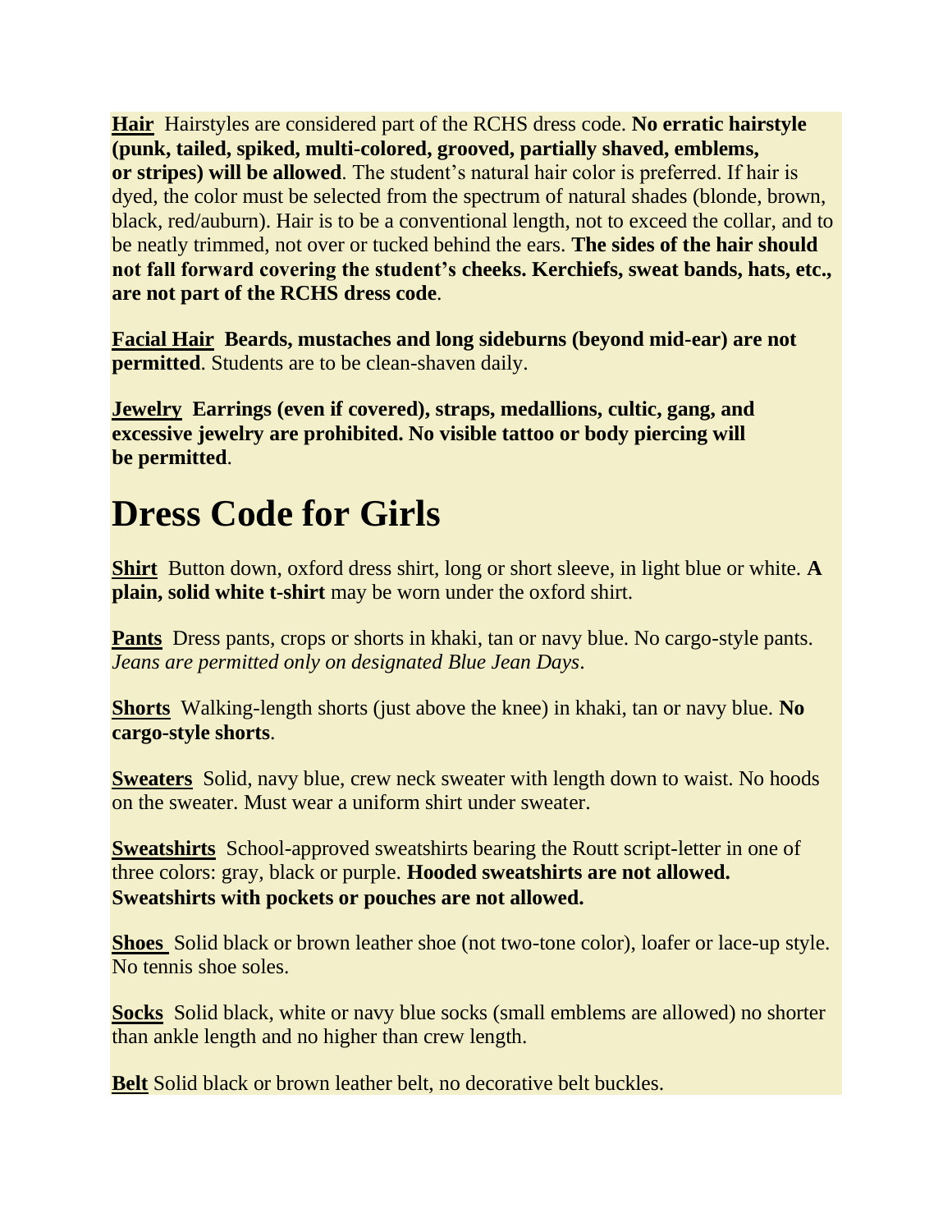**<u>Hair</u>** Hairstyles are considered part of the RCHS dress code. **No erratic hairstyle (punk, tailed, spiked, multi-colored, grooved, partially shaved, emblems, or stripes) will be allowed**. The student's natural hair color is preferred. If hair is dyed, the color must be selected from the spectrum of natural shades (blonde, brown, black, red/auburn). Hair is to be a conventional length, not to exceed the collar, and to be neatly trimmed, not over or tucked behind the ears. **The sides of the hair should not fall forward covering the student's cheeks. Kerchiefs, sweat bands, hats, etc., are not part of the RCHS dress code**.

**<u>Facial Hair</u>** **Beards, mustaches and long sideburns (beyond mid-ear) are not permitted**. Students are to be clean-shaven daily.

**<u>Jewelry</u>** **Earrings (even if covered), straps, medallions, cultic, gang, and excessive jewelry are prohibited. No visible tattoo or body piercing will be permitted**.

# Dress Code for Girls

**<u>Shirt</u>** Button down, oxford dress shirt, long or short sleeve, in light blue or white. **A plain, solid white t-shirt** may be worn under the oxford shirt.

**<u>Pants</u>** Dress pants, crops or shorts in khaki, tan or navy blue. No cargo-style pants. *Jeans are permitted only on designated Blue Jean Days*.

**<u>Shorts</u>** Walking-length shorts (just above the knee) in khaki, tan or navy blue. **No cargo-style shorts**.

**<u>Sweaters</u>** Solid, navy blue, crew neck sweater with length down to waist. No hoods on the sweater. Must wear a uniform shirt under sweater.

**<u>Sweatshirts</u>** School-approved sweatshirts bearing the Routt script-letter in one of three colors: gray, black or purple. **Hooded sweatshirts are not allowed. Sweatshirts with pockets or pouches are not allowed.**

**<u>Shoes</u>** Solid black or brown leather shoe (not two-tone color), loafer or lace-up style. No tennis shoe soles.

**<u>Socks</u>** Solid black, white or navy blue socks (small emblems are allowed) no shorter than ankle length and no higher than crew length.

**<u>Belt</u>** Solid black or brown leather belt, no decorative belt buckles.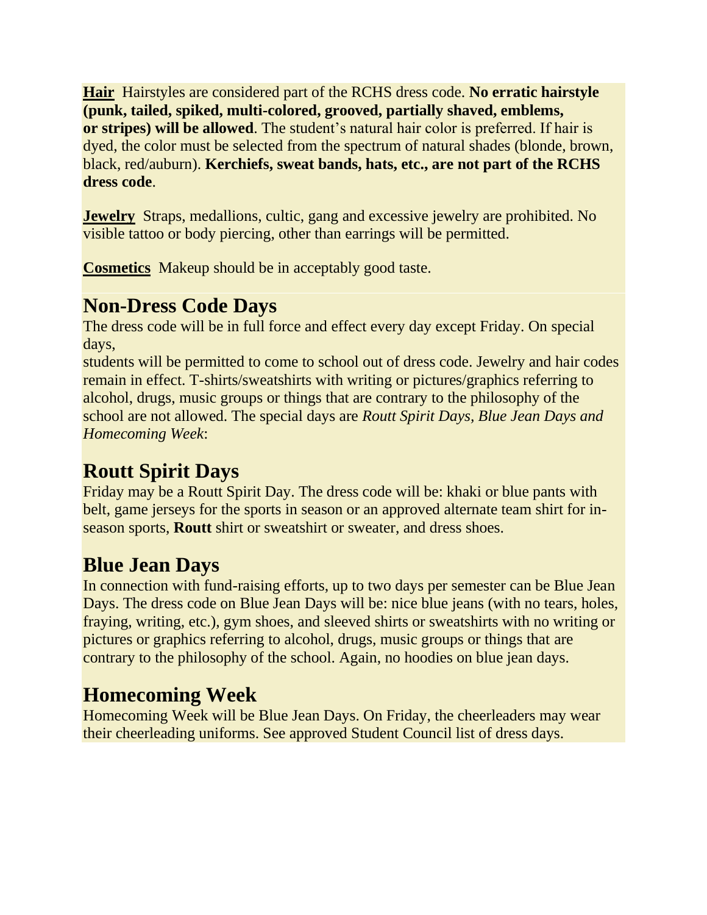**Hair** Hairstyles are considered part of the RCHS dress code. **No erratic hairstyle (punk, tailed, spiked, multi-colored, grooved, partially shaved, emblems, or stripes) will be allowed**. The student's natural hair color is preferred. If hair is dyed, the color must be selected from the spectrum of natural shades (blonde, brown, black, red/auburn). **Kerchiefs, sweat bands, hats, etc., are not part of the RCHS dress code**.

**Jewelry** Straps, medallions, cultic, gang and excessive jewelry are prohibited. No visible tattoo or body piercing, other than earrings will be permitted.

**Cosmetics** Makeup should be in acceptably good taste.

## Non-Dress Code Days

The dress code will be in full force and effect every day except Friday. On special days,
students will be permitted to come to school out of dress code. Jewelry and hair codes remain in effect. T-shirts/sweatshirts with writing or pictures/graphics referring to alcohol, drugs, music groups or things that are contrary to the philosophy of the school are not allowed. The special days are *Routt Spirit Days, Blue Jean Days and Homecoming Week*:

## Routt Spirit Days

Friday may be a Routt Spirit Day. The dress code will be: khaki or blue pants with belt, game jerseys for the sports in season or an approved alternate team shirt for in-season sports, **Routt** shirt or sweatshirt or sweater, and dress shoes.

## Blue Jean Days

In connection with fund-raising efforts, up to two days per semester can be Blue Jean Days. The dress code on Blue Jean Days will be: nice blue jeans (with no tears, holes, fraying, writing, etc.), gym shoes, and sleeved shirts or sweatshirts with no writing or pictures or graphics referring to alcohol, drugs, music groups or things that are contrary to the philosophy of the school. Again, no hoodies on blue jean days.

## Homecoming Week

Homecoming Week will be Blue Jean Days. On Friday, the cheerleaders may wear their cheerleading uniforms. See approved Student Council list of dress days.